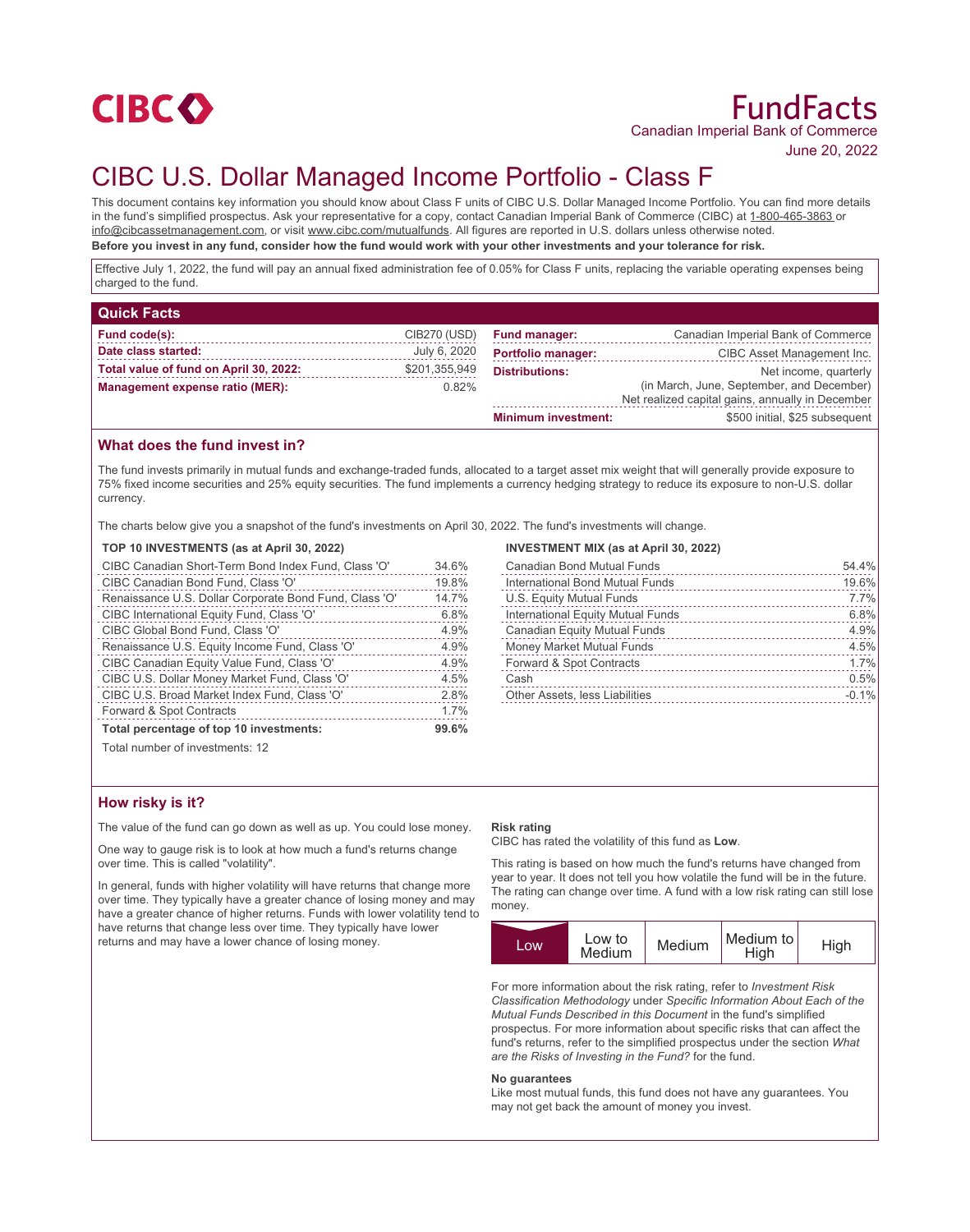CIBC

# FundFacts

Canadian Imperial Bank of Commerce

June 20, 2022

# CIBC U.S. Dollar Managed Income Portfolio - Class F

This document contains key information you should know about Class F units of CIBC U.S. Dollar Managed Income Portfolio. You can find more details in the fund's simplified prospectus. Ask your representative for a copy, contact Canadian Imperial Bank of Commerce (CIBC) at 1-800-465-3863 or info@cibcassetmanagement.com, or visit www.cibc.com/mutualfunds. All figures are reported in U.S. dollars unless otherwise noted.

**Before you invest in any fund, consider how the fund would work with your other investments and your tolerance for risk.**

Effective July 1, 2022, the fund will pay an annual fixed administration fee of 0.05% for Class F units, replacing the variable operating expenses being charged to the fund.

## Quick Facts

| | |
|---|---|
| **Fund code(s):** | CIB270 (USD) |
| **Date class started:** | July 6, 2020 |
| **Total value of fund on April 30, 2022:** | $201,355,949 |
| **Management expense ratio (MER):** | 0.82% |
| **Fund manager:** | Canadian Imperial Bank of Commerce |
| **Portfolio manager:** | CIBC Asset Management Inc. |
| **Distributions:** | Net income, quarterly (in March, June, September, and December) Net realized capital gains, annually in December |
| **Minimum investment:** | $500 initial, $25 subsequent |

## What does the fund invest in?

The fund invests primarily in mutual funds and exchange-traded funds, allocated to a target asset mix weight that will generally provide exposure to 75% fixed income securities and 25% equity securities. The fund implements a currency hedging strategy to reduce its exposure to non-U.S. dollar currency.

The charts below give you a snapshot of the fund's investments on April 30, 2022. The fund's investments will change.

**TOP 10 INVESTMENTS (as at April 30, 2022)**

| | |
|---|---|
| CIBC Canadian Short-Term Bond Index Fund, Class 'O' | 34.6% |
| CIBC Canadian Bond Fund, Class 'O' | 19.8% |
| Renaissance U.S. Dollar Corporate Bond Fund, Class 'O' | 14.7% |
| CIBC International Equity Fund, Class 'O' | 6.8% |
| CIBC Global Bond Fund, Class 'O' | 4.9% |
| Renaissance U.S. Equity Income Fund, Class 'O' | 4.9% |
| CIBC Canadian Equity Value Fund, Class 'O' | 4.9% |
| CIBC U.S. Dollar Money Market Fund, Class 'O' | 4.5% |
| CIBC U.S. Broad Market Index Fund, Class 'O' | 2.8% |
| Forward & Spot Contracts | 1.7% |
| **Total percentage of top 10 investments:** | **99.6%** |

Total number of investments: 12

**INVESTMENT MIX (as at April 30, 2022)**

| | |
|---|---|
| Canadian Bond Mutual Funds | 54.4% |
| International Bond Mutual Funds | 19.6% |
| U.S. Equity Mutual Funds | 7.7% |
| International Equity Mutual Funds | 6.8% |
| Canadian Equity Mutual Funds | 4.9% |
| Money Market Mutual Funds | 4.5% |
| Forward & Spot Contracts | 1.7% |
| Cash | 0.5% |
| Other Assets, less Liabilities | -0.1% |

## How risky is it?

The value of the fund can go down as well as up. You could lose money.

One way to gauge risk is to look at how much a fund's returns change over time. This is called "volatility".

In general, funds with higher volatility will have returns that change more over time. They typically have a greater chance of losing money and may have a greater chance of higher returns. Funds with lower volatility tend to have returns that change less over time. They typically have lower returns and may have a lower chance of losing money.

**Risk rating**

CIBC has rated the volatility of this fund as **Low**.

This rating is based on how much the fund's returns have changed from year to year. It does not tell you how volatile the fund will be in the future. The rating can change over time. A fund with a low risk rating can still lose money.

| | | | | |
|---|---|---|---|---|
| **Low** | Low to Medium | Medium | Medium to High | High |

For more information about the risk rating, refer to *Investment Risk Classification Methodology* under *Specific Information About Each of the Mutual Funds Described in this Document* in the fund's simplified prospectus. For more information about specific risks that can affect the fund's returns, refer to the simplified prospectus under the section *What are the Risks of Investing in the Fund?* for the fund.

**No guarantees**

Like most mutual funds, this fund does not have any guarantees. You may not get back the amount of money you invest.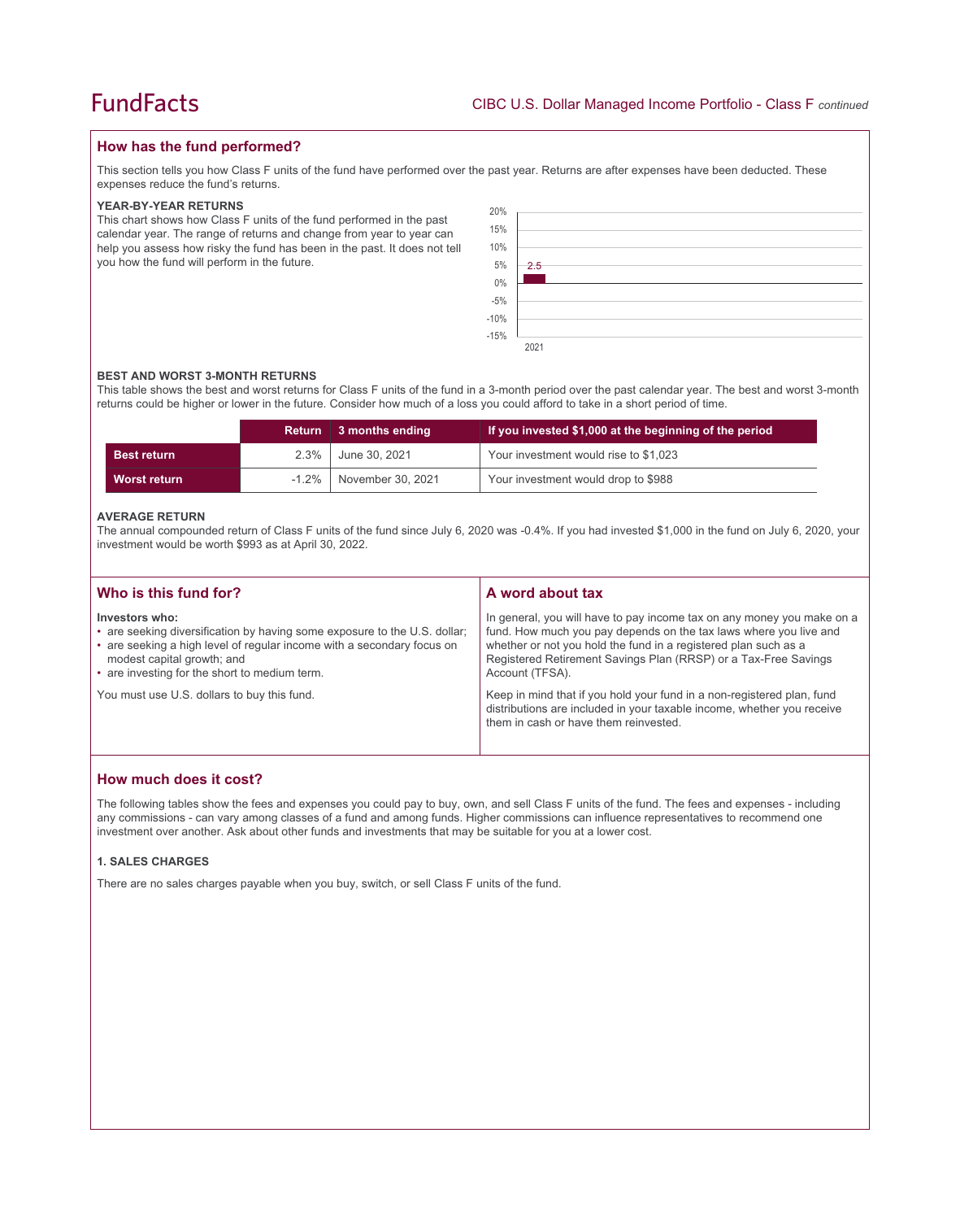## How has the fund performed?

This section tells you how Class F units of the fund have performed over the past year. Returns are after expenses have been deducted. These expenses reduce the fund's returns.

**YEAR-BY-YEAR RETURNS**

This chart shows how Class F units of the fund performed in the past calendar year. The range of returns and change from year to year can help you assess how risky the fund has been in the past. It does not tell you how the fund will perform in the future.

| Year | Return (%) |
|---|---|
| 2021 | 2.5 |

**BEST AND WORST 3-MONTH RETURNS**

This table shows the best and worst returns for Class F units of the fund in a 3-month period over the past calendar year. The best and worst 3-month returns could be higher or lower in the future. Consider how much of a loss you could afford to take in a short period of time.

| | Return | 3 months ending | If you invested $1,000 at the beginning of the period |
|---|---|---|---|
| **Best return** | 2.3% | June 30, 2021 | Your investment would rise to $1,023 |
| **Worst return** | -1.2% | November 30, 2021 | Your investment would drop to $988 |

**AVERAGE RETURN**

The annual compounded return of Class F units of the fund since July 6, 2020 was -0.4%. If you had invested $1,000 in the fund on July 6, 2020, your investment would be worth $993 as at April 30, 2022.

## Who is this fund for?

**Investors who:**

- are seeking diversification by having some exposure to the U.S. dollar;
- are seeking a high level of regular income with a secondary focus on modest capital growth; and
- are investing for the short to medium term.

You must use U.S. dollars to buy this fund.

## A word about tax

In general, you will have to pay income tax on any money you make on a fund. How much you pay depends on the tax laws where you live and whether or not you hold the fund in a registered plan such as a Registered Retirement Savings Plan (RRSP) or a Tax-Free Savings Account (TFSA).

Keep in mind that if you hold your fund in a non-registered plan, fund distributions are included in your taxable income, whether you receive them in cash or have them reinvested.

## How much does it cost?

The following tables show the fees and expenses you could pay to buy, own, and sell Class F units of the fund. The fees and expenses - including any commissions - can vary among classes of a fund and among funds. Higher commissions can influence representatives to recommend one investment over another. Ask about other funds and investments that may be suitable for you at a lower cost.

**1. SALES CHARGES**

There are no sales charges payable when you buy, switch, or sell Class F units of the fund.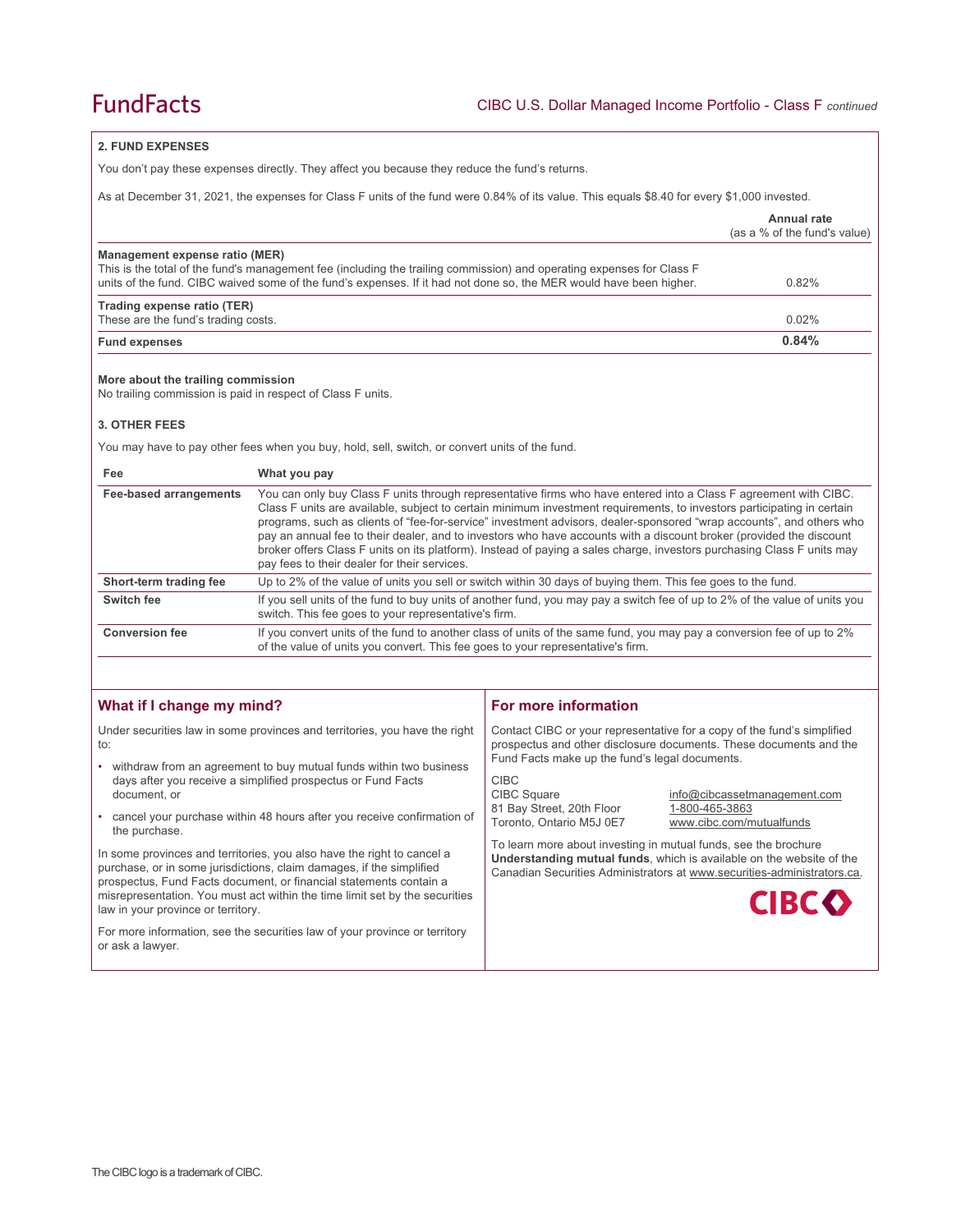## 2. FUND EXPENSES

You don't pay these expenses directly. They affect you because they reduce the fund's returns.

As at December 31, 2021, the expenses for Class F units of the fund were 0.84% of its value. This equals $8.40 for every $1,000 invested.

| | Annual rate (as a % of the fund's value) |
|---|---|
| **Management expense ratio (MER)**<br>This is the total of the fund's management fee (including the trailing commission) and operating expenses for Class F units of the fund. CIBC waived some of the fund's expenses. If it had not done so, the MER would have been higher. | 0.82% |
| **Trading expense ratio (TER)**<br>These are the fund's trading costs. | 0.02% |
| **Fund expenses** | **0.84%** |

**More about the trailing commission**

No trailing commission is paid in respect of Class F units.

## 3. OTHER FEES

You may have to pay other fees when you buy, hold, sell, switch, or convert units of the fund.

| Fee | What you pay |
|---|---|
| **Fee-based arrangements** | You can only buy Class F units through representative firms who have entered into a Class F agreement with CIBC. Class F units are available, subject to certain minimum investment requirements, to investors participating in certain programs, such as clients of "fee-for-service" investment advisors, dealer-sponsored "wrap accounts", and others who pay an annual fee to their dealer, and to investors who have accounts with a discount broker (provided the discount broker offers Class F units on its platform). Instead of paying a sales charge, investors purchasing Class F units may pay fees to their dealer for their services. |
| **Short-term trading fee** | Up to 2% of the value of units you sell or switch within 30 days of buying them. This fee goes to the fund. |
| **Switch fee** | If you sell units of the fund to buy units of another fund, you may pay a switch fee of up to 2% of the value of units you switch. This fee goes to your representative's firm. |
| **Conversion fee** | If you convert units of the fund to another class of units of the same fund, you may pay a conversion fee of up to 2% of the value of units you convert. This fee goes to your representative's firm. |

## What if I change my mind?

Under securities law in some provinces and territories, you have the right to:

- withdraw from an agreement to buy mutual funds within two business days after you receive a simplified prospectus or Fund Facts document, or
- cancel your purchase within 48 hours after you receive confirmation of the purchase.

In some provinces and territories, you also have the right to cancel a purchase, or in some jurisdictions, claim damages, if the simplified prospectus, Fund Facts document, or financial statements contain a misrepresentation. You must act within the time limit set by the securities law in your province or territory.

For more information, see the securities law of your province or territory or ask a lawyer.

## For more information

Contact CIBC or your representative for a copy of the fund's simplified prospectus and other disclosure documents. These documents and the Fund Facts make up the fund's legal documents.

CIBC
CIBC Square
81 Bay Street, 20th Floor
Toronto, Ontario M5J 0E7

info@cibcassetmanagement.com
1-800-465-3863
www.cibc.com/mutualfunds

To learn more about investing in mutual funds, see the brochure **Understanding mutual funds**, which is available on the website of the Canadian Securities Administrators at www.securities-administrators.ca.

CIBC

The CIBC logo is a trademark of CIBC.